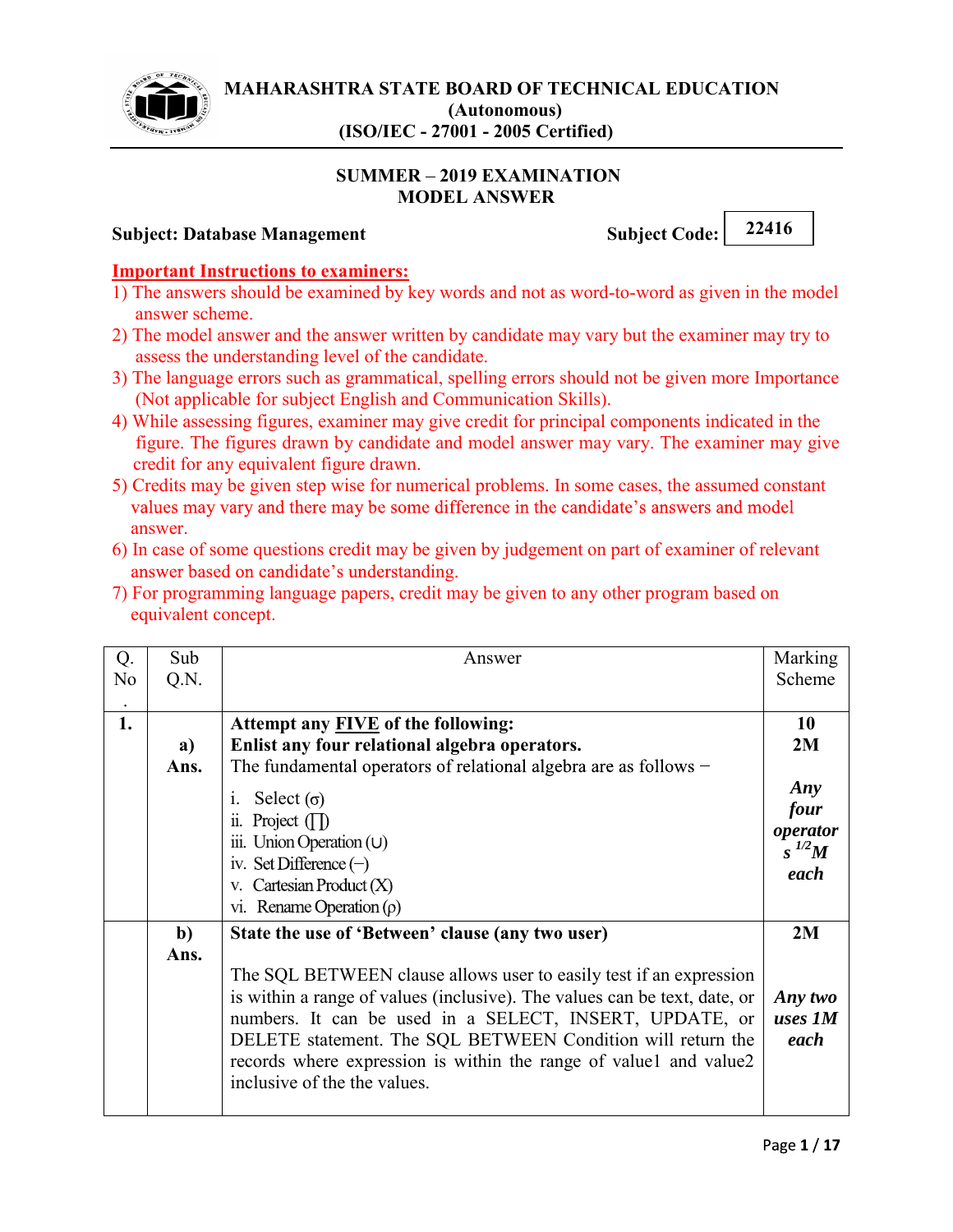# MAHARASHTRA STATE BOARD OF TECHNICAL EDUCATION
**(Autonomous)**
**(ISO/IEC - 27001 - 2005 Certified)**

## SUMMER – 2019 EXAMINATION
## MODEL ANSWER

**Subject: Database Management** **Subject Code: 22416**

**Important Instructions to examiners:**

1) The answers should be examined by key words and not as word-to-word as given in the model answer scheme.
2) The model answer and the answer written by candidate may vary but the examiner may try to assess the understanding level of the candidate.
3) The language errors such as grammatical, spelling errors should not be given more Importance (Not applicable for subject English and Communication Skills).
4) While assessing figures, examiner may give credit for principal components indicated in the figure. The figures drawn by candidate and model answer may vary. The examiner may give credit for any equivalent figure drawn.
5) Credits may be given step wise for numerical problems. In some cases, the assumed constant values may vary and there may be some difference in the candidate's answers and model answer.
6) In case of some questions credit may be given by judgement on part of examiner of relevant answer based on candidate's understanding.
7) For programming language papers, credit may be given to any other program based on equivalent concept.

| Q. No. | Sub Q.N. | Answer | Marking Scheme |
|---|---|---|---|
| **1.** | | **Attempt any FIVE of the following:** | **10** |
| | **a) Ans.** | **Enlist any four relational algebra operators.**<br>The fundamental operators of relational algebra are as follows −<br>i. Select (σ)<br>ii. Project (∏)<br>iii. Union Operation (∪)<br>iv. Set Difference (−)<br>v. Cartesian Product (X)<br>vi. Rename Operation (ρ) | **2M**<br><br>***Any four operators ½M each*** |
| | **b) Ans.** | **State the use of 'Between' clause (any two user)**<br><br>The SQL BETWEEN clause allows user to easily test if an expression is within a range of values (inclusive). The values can be text, date, or numbers. It can be used in a SELECT, INSERT, UPDATE, or DELETE statement. The SQL BETWEEN Condition will return the records where expression is within the range of value1 and value2 inclusive of the the values. | **2M**<br><br>***Any two uses 1M each*** |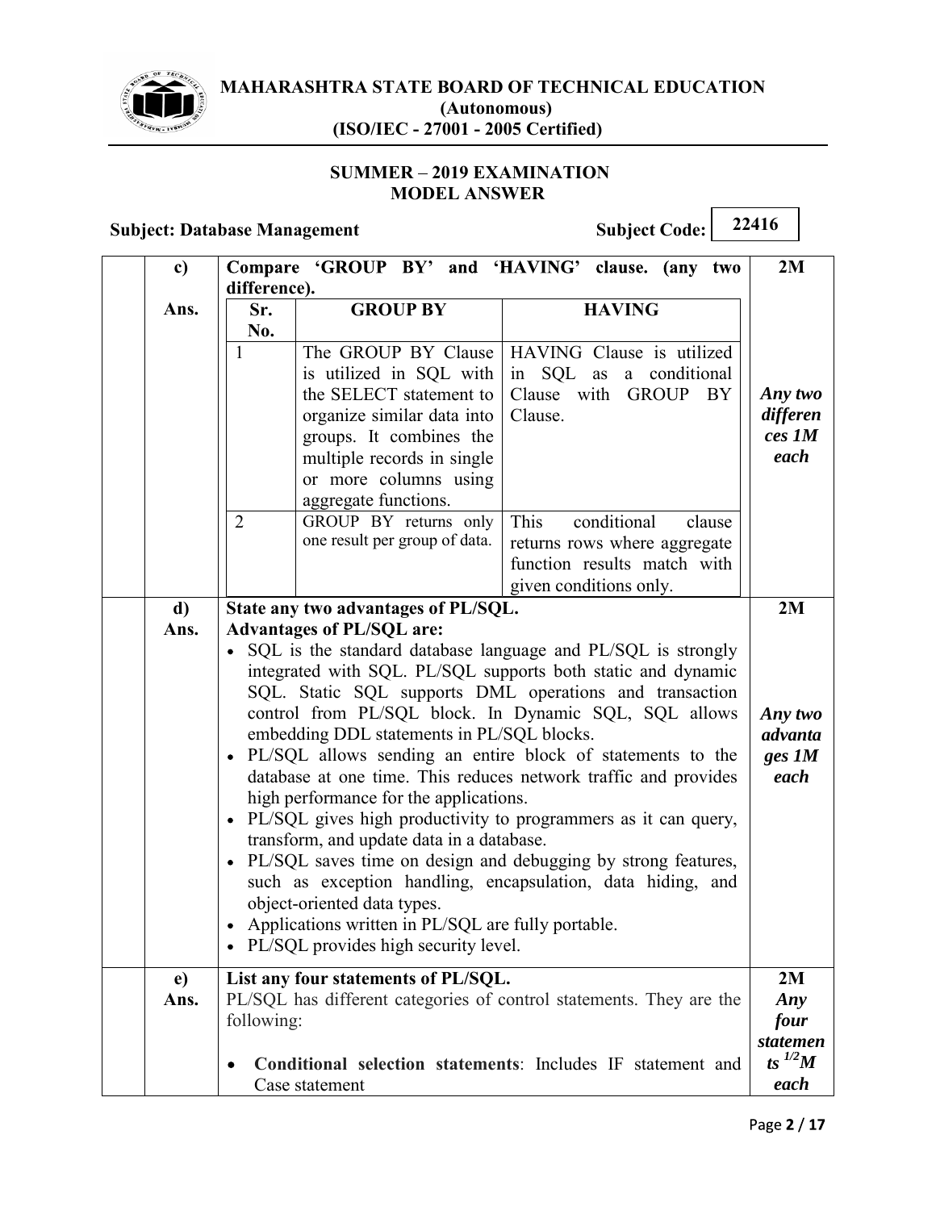**MAHARASHTRA STATE BOARD OF TECHNICAL EDUCATION**
**(Autonomous)**
**(ISO/IEC - 27001 - 2005 Certified)**

**SUMMER – 2019 EXAMINATION**
**MODEL ANSWER**

**Subject: Database Management** **Subject Code: 22416**

**c) Compare 'GROUP BY' and 'HAVING' clause. (any two difference).** **2M**

**Ans.**

| Sr. No. | GROUP BY | HAVING |
|---|---|---|
| 1 | The GROUP BY Clause is utilized in SQL with the SELECT statement to organize similar data into groups. It combines the multiple records in single or more columns using aggregate functions. | HAVING Clause is utilized in SQL as a conditional Clause with GROUP BY Clause. |
| 2 | GROUP BY returns only one result per group of data. | This conditional clause returns rows where aggregate function results match with given conditions only. |

*Any two differences 1M each*

**d) State any two advantages of PL/SQL.** **2M**

**Ans. Advantages of PL/SQL are:**

- SQL is the standard database language and PL/SQL is strongly integrated with SQL. PL/SQL supports both static and dynamic SQL. Static SQL supports DML operations and transaction control from PL/SQL block. In Dynamic SQL, SQL allows embedding DDL statements in PL/SQL blocks.
- PL/SQL allows sending an entire block of statements to the database at one time. This reduces network traffic and provides high performance for the applications.
- PL/SQL gives high productivity to programmers as it can query, transform, and update data in a database.
- PL/SQL saves time on design and debugging by strong features, such as exception handling, encapsulation, data hiding, and object-oriented data types.
- Applications written in PL/SQL are fully portable.
- PL/SQL provides high security level.

*Any two advantages 1M each*

**e) List any four statements of PL/SQL.** **2M**

**Ans.** PL/SQL has different categories of control statements. They are the following:

- **Conditional selection statements**: Includes IF statement and Case statement

*Any four statements ½M each*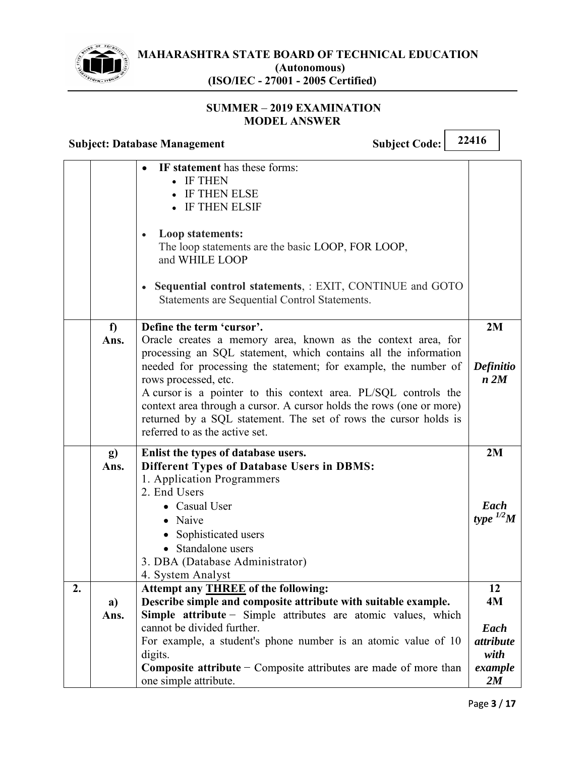# MAHARASHTRA STATE BOARD OF TECHNICAL EDUCATION
**(Autonomous)**
**(ISO/IEC - 27001 - 2005 Certified)**

**SUMMER – 2019 EXAMINATION**
**MODEL ANSWER**

**Subject: Database Management** **Subject Code: 22416**

| | | | |
|---|---|---|---|
| | | • **IF statement** has these forms:<br>  • IF THEN<br>  • IF THEN ELSE<br>  • IF THEN ELSIF<br><br>• **Loop statements:**<br>The loop statements are the basic LOOP, FOR LOOP, and WHILE LOOP<br><br>• **Sequential control statements**, : EXIT, CONTINUE and GOTO Statements are Sequential Control Statements. | |
| | **f)**<br>**Ans.** | **Define the term 'cursor'.**<br>Oracle creates a memory area, known as the context area, for processing an SQL statement, which contains all the information needed for processing the statement; for example, the number of rows processed, etc.<br>A cursor is a pointer to this context area. PL/SQL controls the context area through a cursor. A cursor holds the rows (one or more) returned by a SQL statement. The set of rows the cursor holds is referred to as the active set. | **2M**<br><br>***Definition 2M*** |
| | **g)**<br>**Ans.** | **Enlist the types of database users.**<br>**Different Types of Database Users in DBMS:**<br>1. Application Programmers<br>2. End Users<br>  • Casual User<br>  • Naive<br>  • Sophisticated users<br>  • Standalone users<br>3. DBA (Database Administrator)<br>4. System Analyst | **2M**<br><br>***Each type ½M*** |
| **2.** | <br>**a)**<br>**Ans.** | **Attempt any THREE of the following:**<br>**Describe simple and composite attribute with suitable example.**<br>**Simple attribute** − Simple attributes are atomic values, which cannot be divided further.<br>For example, a student's phone number is an atomic value of 10 digits.<br>**Composite attribute** − Composite attributes are made of more than one simple attribute. | **12**<br>**4M**<br><br>***Each attribute with example 2M*** |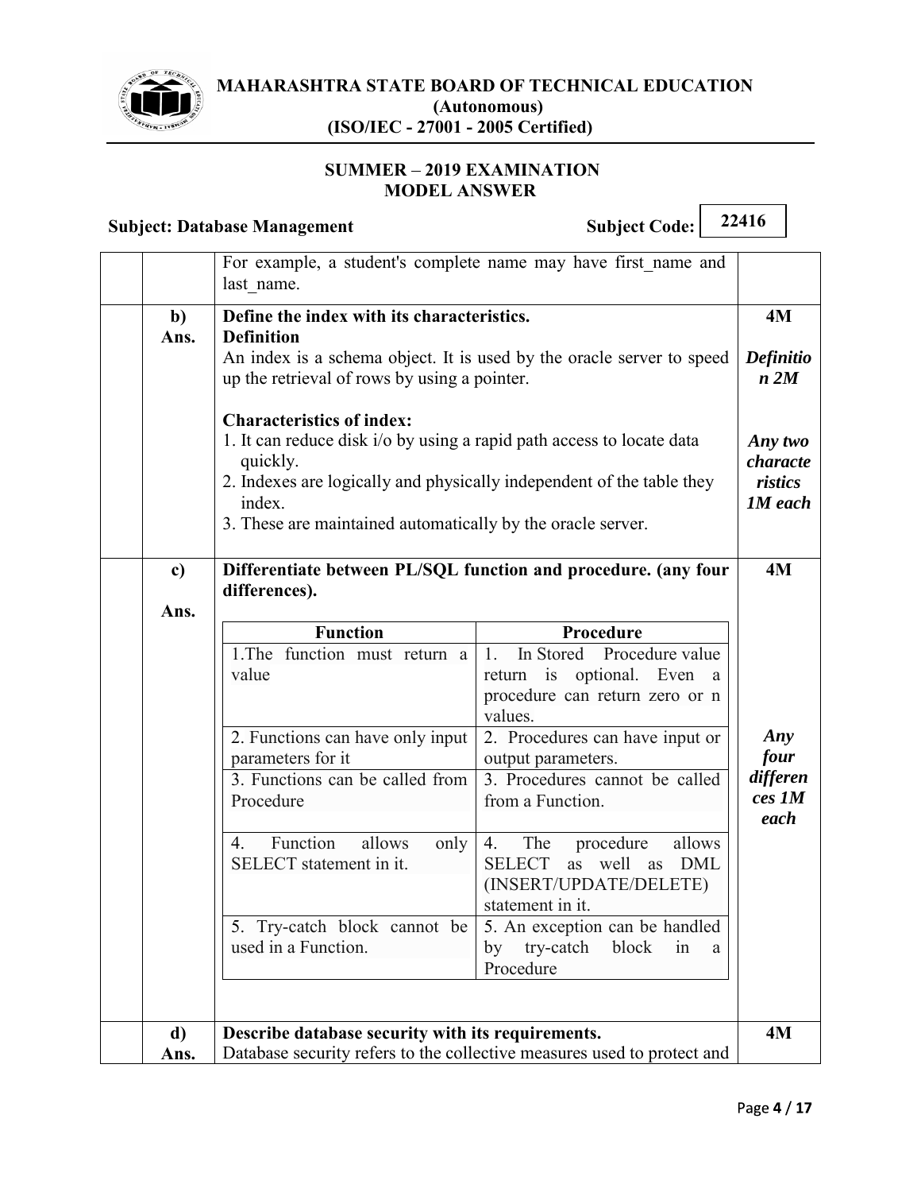For example, a student's complete name may have first_name and last_name.

**b) Define the index with its characteristics.** **4M**

**Ans.**

**Definition**

An index is a schema object. It is used by the oracle server to speed up the retrieval of rows by using a pointer.

***Definition 2M***

**Characteristics of index:**

1. It can reduce disk i/o by using a rapid path access to locate data quickly.
2. Indexes are logically and physically independent of the table they index.
3. These are maintained automatically by the oracle server.

***Any two characteristics 1M each***

**c) Differentiate between PL/SQL function and procedure. (any four differences).** **4M**

**Ans.**

| Function | Procedure |
|---|---|
| 1.The function must return a value | 1. In Stored Procedure value return is optional. Even a procedure can return zero or n values. |
| 2. Functions can have only input parameters for it | 2. Procedures can have input or output parameters. |
| 3. Functions can be called from Procedure | 3. Procedures cannot be called from a Function. |
| 4. Function allows only SELECT statement in it. | 4. The procedure allows SELECT as well as DML (INSERT/UPDATE/DELETE) statement in it. |
| 5. Try-catch block cannot be used in a Function. | 5. An exception can be handled by try-catch block in a Procedure |

***Any four differences 1M each***

**d) Describe database security with its requirements.** **4M**

**Ans.** Database security refers to the collective measures used to protect and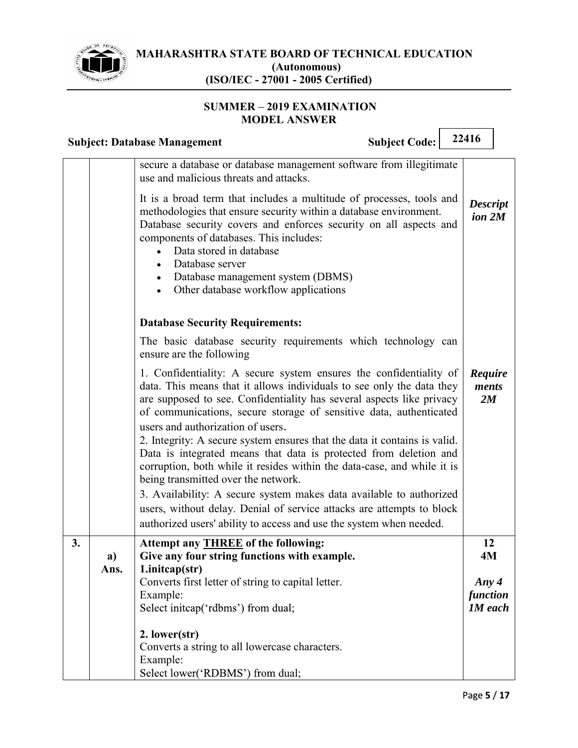| | | | |
|---|---|---|---|
| | | secure a database or database management software from illegitimate use and malicious threats and attacks.<br><br>It is a broad term that includes a multitude of processes, tools and methodologies that ensure security within a database environment. Database security covers and enforces security on all aspects and components of databases. This includes:<br>• Data stored in database<br>• Database server<br>• Database management system (DBMS)<br>• Other database workflow applications | ***Description 2M*** |
| | | **Database Security Requirements:**<br><br>The basic database security requirements which technology can ensure are the following<br><br>1. Confidentiality: A secure system ensures the confidentiality of data. This means that it allows individuals to see only the data they are supposed to see. Confidentiality has several aspects like privacy of communications, secure storage of sensitive data, authenticated users and authorization of users.<br>2. Integrity: A secure system ensures that the data it contains is valid. Data is integrated means that data is protected from deletion and corruption, both while it resides within the data-case, and while it is being transmitted over the network.<br>3. Availability: A secure system makes data available to authorized users, without delay. Denial of service attacks are attempts to block authorized users' ability to access and use the system when needed. | ***Requirements 2M*** |
| **3.** | | **Attempt any THREE of the following:** | **12** |
| | **a)** | **Give any four string functions with example.** | **4M** |
| | **Ans.** | **1.initcap(str)**<br>Converts first letter of string to capital letter.<br>Example:<br>Select initcap('rdbms') from dual;<br><br>**2. lower(str)**<br>Converts a string to all lowercase characters.<br>Example:<br>Select lower('RDBMS') from dual; | ***Any 4 function 1M each*** |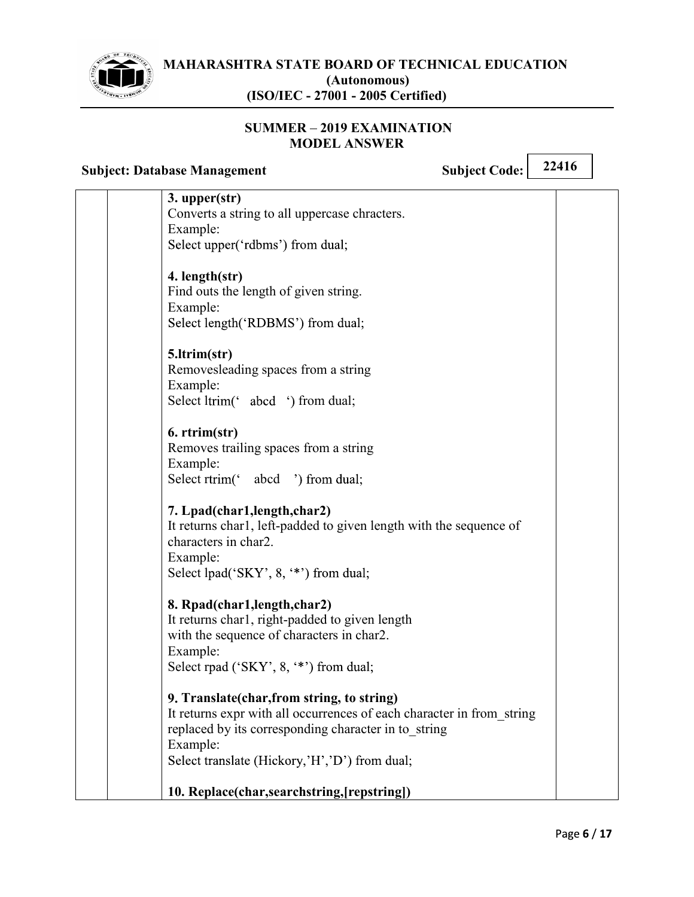**3. upper(str)**
Converts a string to all uppercase chracters.
Example:
Select upper('rdbms') from dual;

**4. length(str)**
Find outs the length of given string.
Example:
Select length('RDBMS') from dual;

**5.ltrim(str)**
Removesleading spaces from a string
Example:
Select ltrim(' abcd ') from dual;

**6. rtrim(str)**
Removes trailing spaces from a string
Example:
Select rtrim(' abcd ') from dual;

**7. Lpad(char1,length,char2)**
It returns char1, left-padded to given length with the sequence of characters in char2.
Example:
Select lpad('SKY', 8, '*') from dual;

**8. Rpad(char1,length,char2)**
It returns char1, right-padded to given length with the sequence of characters in char2.
Example:
Select rpad ('SKY', 8, '*') from dual;

**9. Translate(char,from string, to string)**
It returns expr with all occurrences of each character in from_string replaced by its corresponding character in to_string
Example:
Select translate (Hickory,'H','D') from dual;

**10. Replace(char,searchstring,[repstring])**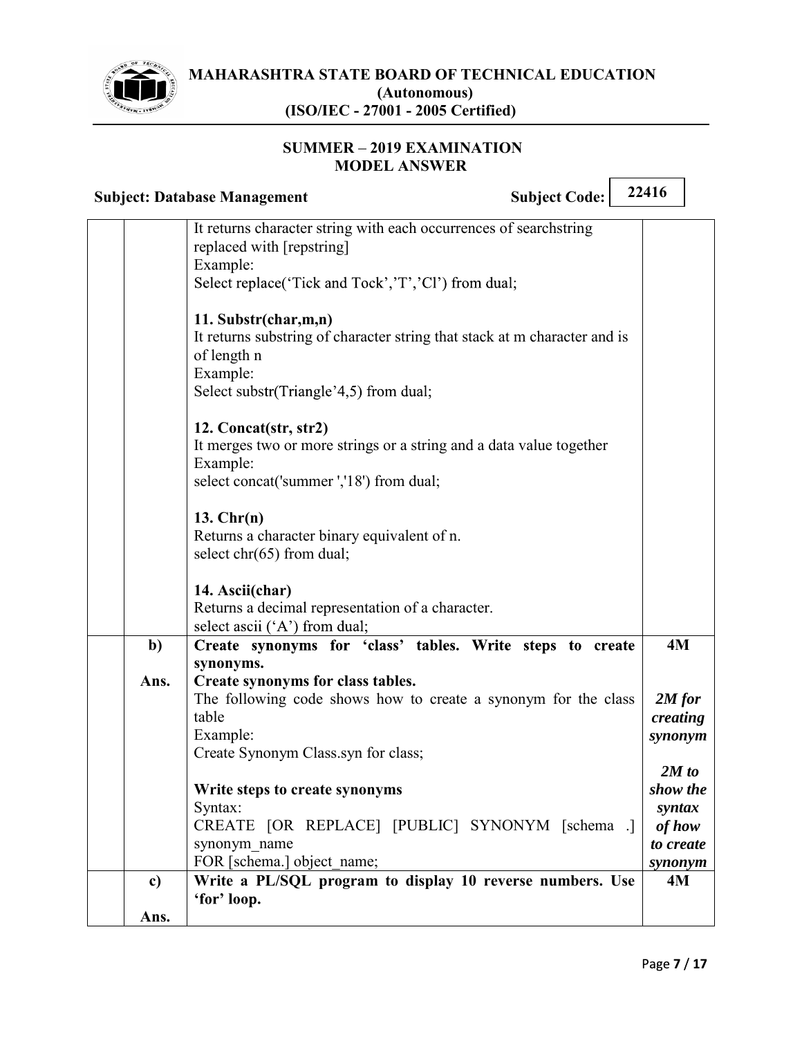| | | | |
|---|---|---|---|
| | | It returns character string with each occurrences of searchstring replaced with [repstring]<br>Example:<br>Select replace('Tick and Tock','T','Cl') from dual;<br><br>**11. Substr(char,m,n)**<br>It returns substring of character string that stack at m character and is of length n<br>Example:<br>Select substr(Triangle'4,5) from dual;<br><br>**12. Concat(str, str2)**<br>It merges two or more strings or a string and a data value together<br>Example:<br>select concat('summer ','18') from dual;<br><br>**13. Chr(n)**<br>Returns a character binary equivalent of n.<br>select chr(65) from dual;<br><br>**14. Ascii(char)**<br>Returns a decimal representation of a character.<br>select ascii ('A') from dual; | |
| | **b)** | **Create synonyms for 'class' tables. Write steps to create synonyms.** | **4M** |
| | **Ans.** | **Create synonyms for class tables.**<br>The following code shows how to create a synonym for the class table<br>Example:<br>Create Synonym Class.syn for class;<br><br>**Write steps to create synonyms**<br>Syntax:<br>CREATE [OR REPLACE] [PUBLIC] SYNONYM [schema .] synonym_name<br>FOR [schema.] object_name; | ***2M for creating synonym***<br><br>***2M to show the syntax of how to create synonym*** |
| | **c)** | **Write a PL/SQL program to display 10 reverse numbers. Use 'for' loop.** | **4M** |
| | **Ans.** | | |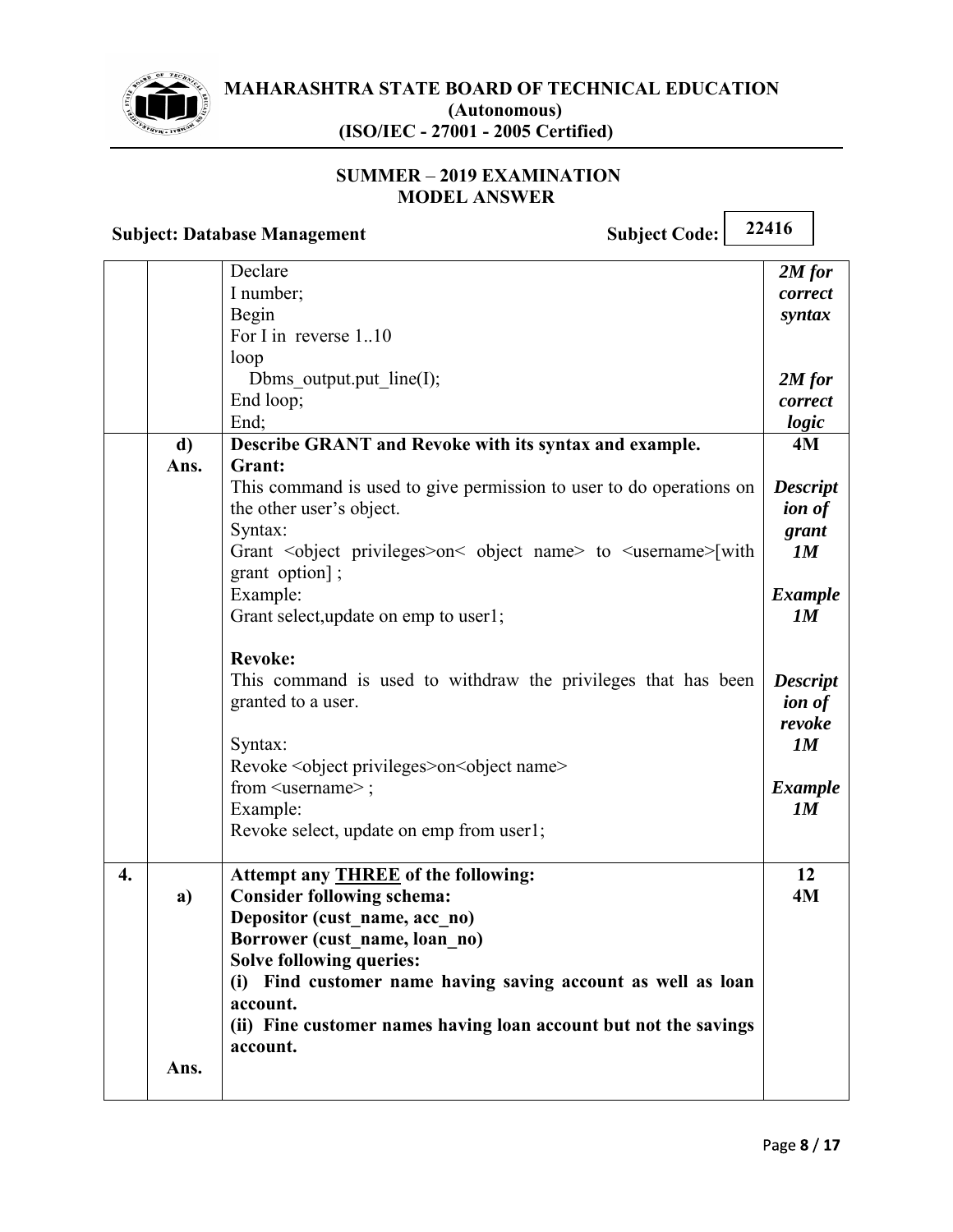| | | | |
|---|---|---|---|
| | | Declare<br>I number;<br>Begin<br>For I in reverse 1..10<br>loop<br>Dbms_output.put_line(I);<br>End loop;<br>End; | *2M for correct syntax*<br><br>*2M for correct logic* |
| | **d)** | **Describe GRANT and Revoke with its syntax and example.** | **4M** |
| | **Ans.** | **Grant:**<br>This command is used to give permission to user to do operations on the other user's object.<br>Syntax:<br>Grant <object privileges>on< object name> to <username>[with grant option] ;<br>Example:<br>Grant select,update on emp to user1;<br><br>**Revoke:**<br>This command is used to withdraw the privileges that has been granted to a user.<br><br>Syntax:<br>Revoke <object privileges>on<object name> from <username> ;<br>Example:<br>Revoke select, update on emp from user1; | ***Description of grant 1M***<br><br>***Example 1M***<br><br>***Description of revoke 1M***<br><br>***Example 1M*** |
| **4.** | | **Attempt any THREE of the following:** | **12** |
| | **a)** | **Consider following schema:**<br>**Depositor (cust_name, acc_no)**<br>**Borrower (cust_name, loan_no)**<br>**Solve following queries:**<br>**(i) Find customer name having saving account as well as loan account.**<br>**(ii) Fine customer names having loan account but not the savings account.** | **4M** |
| | **Ans.** | | |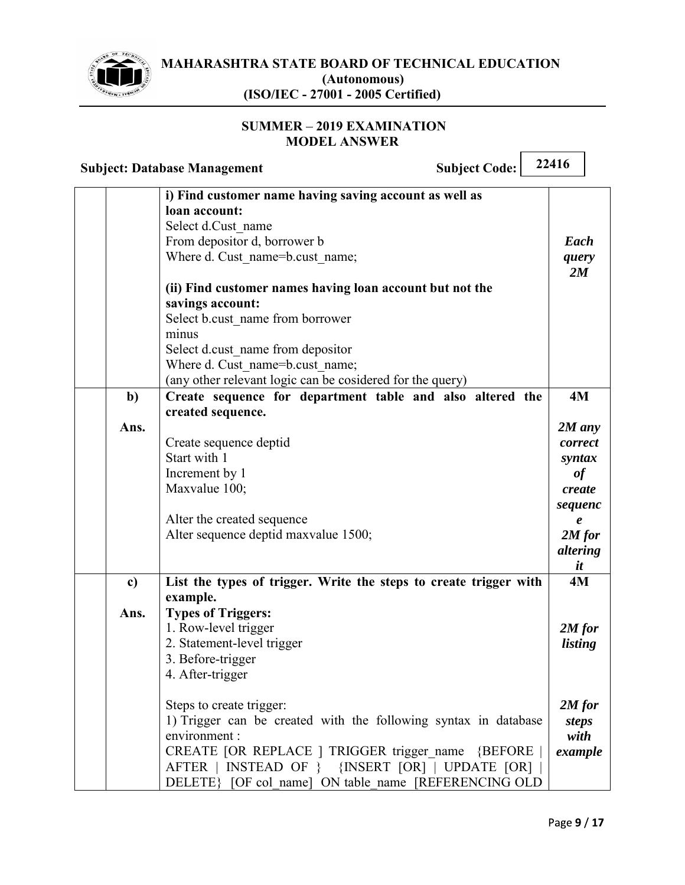**SUMMER – 2019 EXAMINATION**
**MODEL ANSWER**

**Subject: Database Management** **Subject Code: 22416**

| | | | |
|---|---|---|---|
| | | **i) Find customer name having saving account as well as loan account:**<br>Select d.Cust_name<br>From depositor d, borrower b<br>Where d. Cust_name=b.cust_name;<br><br>**(ii) Find customer names having loan account but not the savings account:**<br>Select b.cust_name from borrower<br>minus<br>Select d.cust_name from depositor<br>Where d. Cust_name=b.cust_name;<br>(any other relevant logic can be cosidered for the query) | ***Each query 2M*** |
| | **b)** | **Create sequence for department table and also altered the created sequence.** | **4M** |
| | **Ans.** | Create sequence deptid<br>Start with 1<br>Increment by 1<br>Maxvalue 100;<br><br>Alter the created sequence<br>Alter sequence deptid maxvalue 1500; | ***2M any correct syntax of create sequence***<br>***2M for altering it*** |
| | **c)** | **List the types of trigger. Write the steps to create trigger with example.** | **4M** |
| | **Ans.** | **Types of Triggers:**<br>1. Row-level trigger<br>2. Statement-level trigger<br>3. Before-trigger<br>4. After-trigger<br><br>Steps to create trigger:<br>1) Trigger can be created with the following syntax in database environment :<br>CREATE [OR REPLACE ] TRIGGER trigger_name {BEFORE \| AFTER \| INSTEAD OF } {INSERT [OR] \| UPDATE [OR] \| DELETE} [OF col_name] ON table_name [REFERENCING OLD | ***2M for listing***<br><br>***2M for steps with example*** |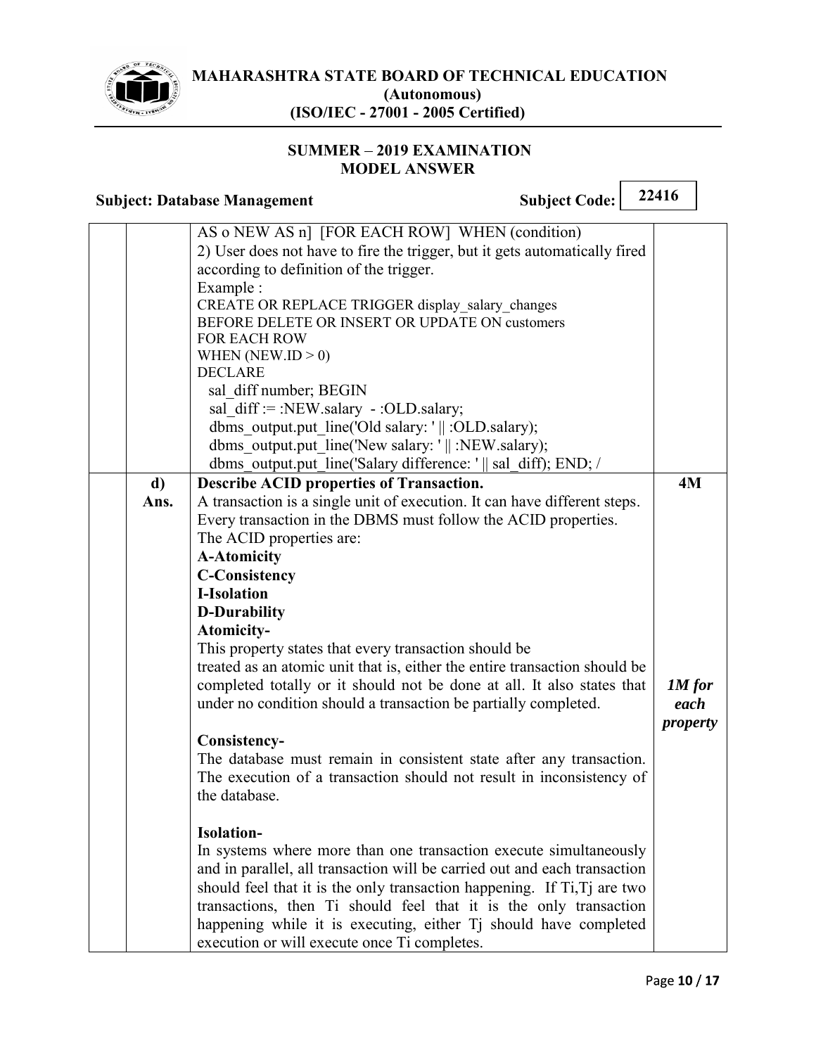| | | | |
|---|---|---|---|
| | | AS o NEW AS n] [FOR EACH ROW] WHEN (condition)<br>2) User does not have to fire the trigger, but it gets automatically fired according to definition of the trigger.<br>Example :<br>CREATE OR REPLACE TRIGGER display_salary_changes<br>BEFORE DELETE OR INSERT OR UPDATE ON customers<br>FOR EACH ROW<br>WHEN (NEW.ID > 0)<br>DECLARE<br>sal_diff number; BEGIN<br>sal_diff := :NEW.salary - :OLD.salary;<br>dbms_output.put_line('Old salary: ' \|\| :OLD.salary);<br>dbms_output.put_line('New salary: ' \|\| :NEW.salary);<br>dbms_output.put_line('Salary difference: ' \|\| sal_diff); END; / | |
| | **d)**<br>**Ans.** | **Describe ACID properties of Transaction.**<br>A transaction is a single unit of execution. It can have different steps. Every transaction in the DBMS must follow the ACID properties.<br>The ACID properties are:<br>**A-Atomicity**<br>**C-Consistency**<br>**I-Isolation**<br>**D-Durability**<br>**Atomicity-**<br>This property states that every transaction should be treated as an atomic unit that is, either the entire transaction should be completed totally or it should not be done at all. It also states that under no condition should a transaction be partially completed.<br><br>**Consistency-**<br>The database must remain in consistent state after any transaction. The execution of a transaction should not result in inconsistency of the database.<br><br>**Isolation-**<br>In systems where more than one transaction execute simultaneously and in parallel, all transaction will be carried out and each transaction should feel that it is the only transaction happening. If Ti,Tj are two transactions, then Ti should feel that it is the only transaction happening while it is executing, either Tj should have completed execution or will execute once Ti completes. | **4M**<br><br><br><br><br><br><br><br><br><br>*1M for each property* |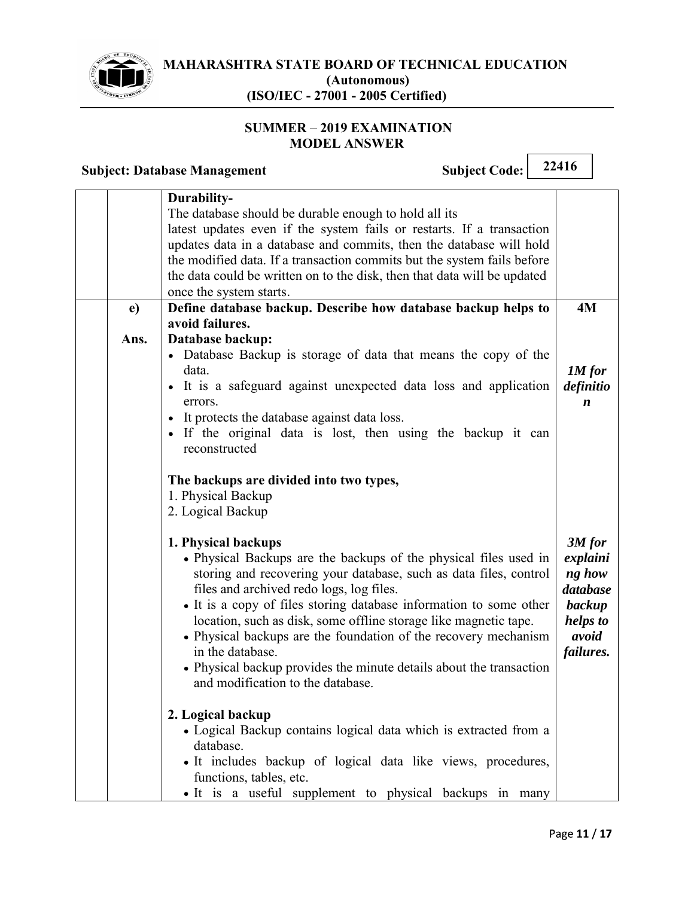| | | | |
|---|---|---|---|
| | | **Durability-**<br>The database should be durable enough to hold all its latest updates even if the system fails or restarts. If a transaction updates data in a database and commits, then the database will hold the modified data. If a transaction commits but the system fails before the data could be written on to the disk, then that data will be updated once the system starts. | |
| | **e)** | **Define database backup. Describe how database backup helps to avoid failures.** | **4M** |
| | **Ans.** | **Database backup:**<br>• Database Backup is storage of data that means the copy of the data.<br>• It is a safeguard against unexpected data loss and application errors.<br>• It protects the database against data loss.<br>• If the original data is lost, then using the backup it can reconstructed | ***1M for definition*** |
| | | **The backups are divided into two types,**<br>1. Physical Backup<br>2. Logical Backup<br><br>**1. Physical backups**<br>• Physical Backups are the backups of the physical files used in storing and recovering your database, such as data files, control files and archived redo logs, log files.<br>• It is a copy of files storing database information to some other location, such as disk, some offline storage like magnetic tape.<br>• Physical backups are the foundation of the recovery mechanism in the database.<br>• Physical backup provides the minute details about the transaction and modification to the database.<br><br>**2. Logical backup**<br>• Logical Backup contains logical data which is extracted from a database.<br>• It includes backup of logical data like views, procedures, functions, tables, etc.<br>• It is a useful supplement to physical backups in many | ***3M for explaining how database backup helps to avoid failures.*** |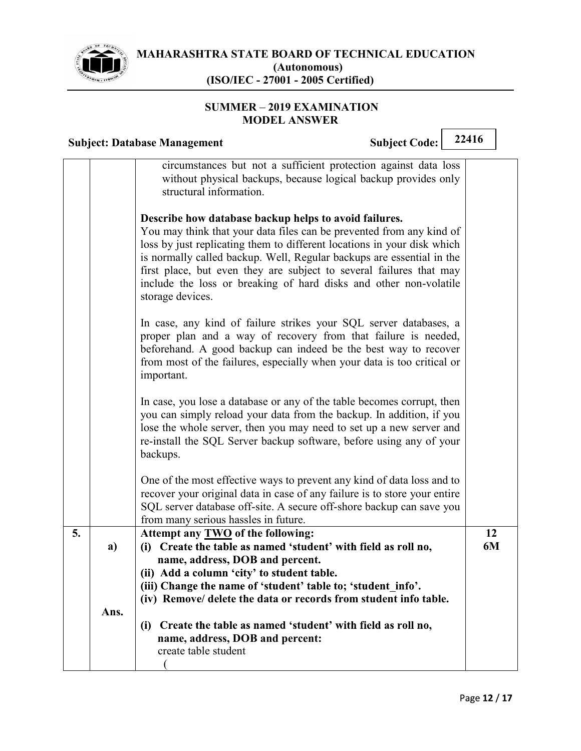circumstances but not a sufficient protection against data loss without physical backups, because logical backup provides only structural information.

**Describe how database backup helps to avoid failures.**

You may think that your data files can be prevented from any kind of loss by just replicating them to different locations in your disk which is normally called backup. Well, Regular backups are essential in the first place, but even they are subject to several failures that may include the loss or breaking of hard disks and other non-volatile storage devices.

In case, any kind of failure strikes your SQL server databases, a proper plan and a way of recovery from that failure is needed, beforehand. A good backup can indeed be the best way to recover from most of the failures, especially when your data is too critical or important.

In case, you lose a database or any of the table becomes corrupt, then you can simply reload your data from the backup. In addition, if you lose the whole server, then you may need to set up a new server and re-install the SQL Server backup software, before using any of your backups.

One of the most effective ways to prevent any kind of data loss and to recover your original data in case of any failure is to store your entire SQL server database off-site. A secure off-shore backup can save you from many serious hassles in future.

**5. Attempt any TWO of the following:** **12**

**a)** **6M**

**(i) Create the table as named 'student' with field as roll no, name, address, DOB and percent.**

**(ii) Add a column 'city' to student table.**

**(iii) Change the name of 'student' table to; 'student_info'.**

**(iv) Remove/ delete the data or records from student info table.**

**Ans.**

**(i) Create the table as named 'student' with field as roll no, name, address, DOB and percent:**

```
create table student
(
```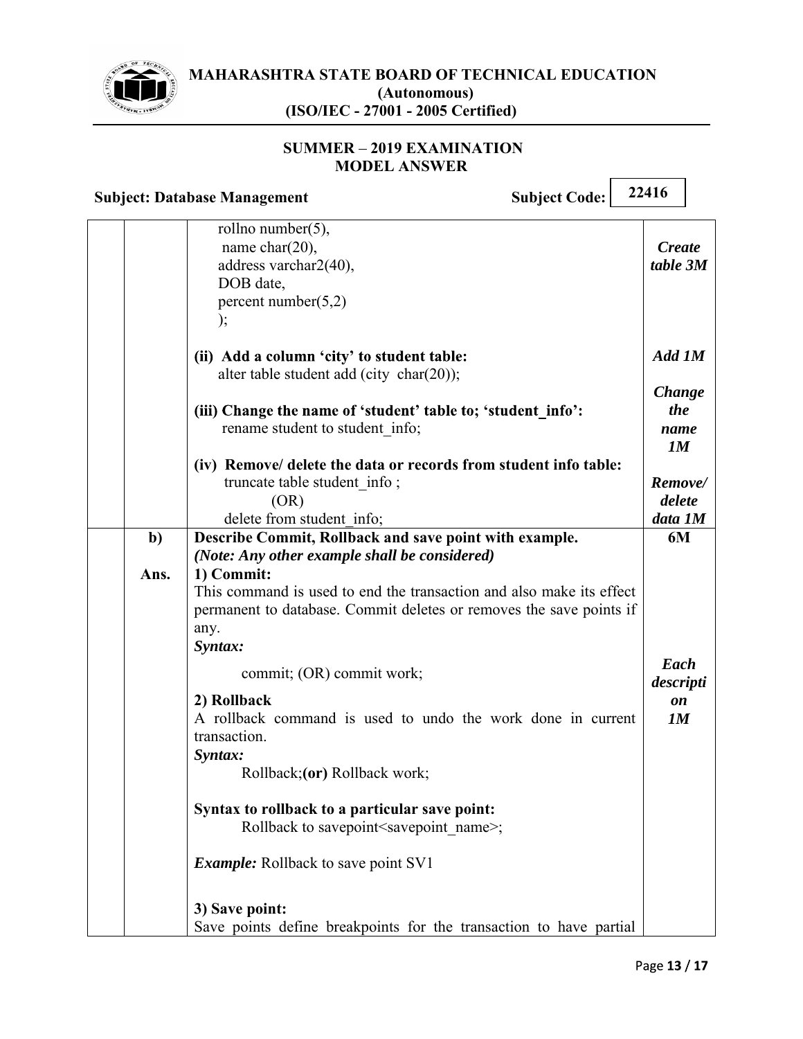| | | | |
|---|---|---|---|
| | | rollno number(5),<br>name char(20),<br>address varchar2(40),<br>DOB date,<br>percent number(5,2)<br>); | ***Create table 3M*** |
| | | **(ii) Add a column 'city' to student table:**<br>alter table student add (city char(20)); | ***Add 1M*** |
| | | **(iii) Change the name of 'student' table to; 'student_info':**<br>rename student to student_info; | ***Change the name 1M*** |
| | | **(iv) Remove/ delete the data or records from student info table:**<br>truncate table student_info ;<br>(OR)<br>delete from student_info; | ***Remove/ delete data 1M*** |
| | **b)** | **Describe Commit, Rollback and save point with example.**<br>***(Note: Any other example shall be considered)*** | **6M** |
| | **Ans.** | **1) Commit:**<br>This command is used to end the transaction and also make its effect permanent to database. Commit deletes or removes the save points if any.<br>***Syntax:***<br>commit; (OR) commit work;<br><br>**2) Rollback**<br>A rollback command is used to undo the work done in current transaction.<br>***Syntax:***<br>Rollback;**(or)** Rollback work;<br><br>**Syntax to rollback to a particular save point:**<br>Rollback to savepoint<savepoint_name>;<br><br>***Example:*** Rollback to save point SV1<br><br>**3) Save point:**<br>Save points define breakpoints for the transaction to have partial | ***Each description 1M*** |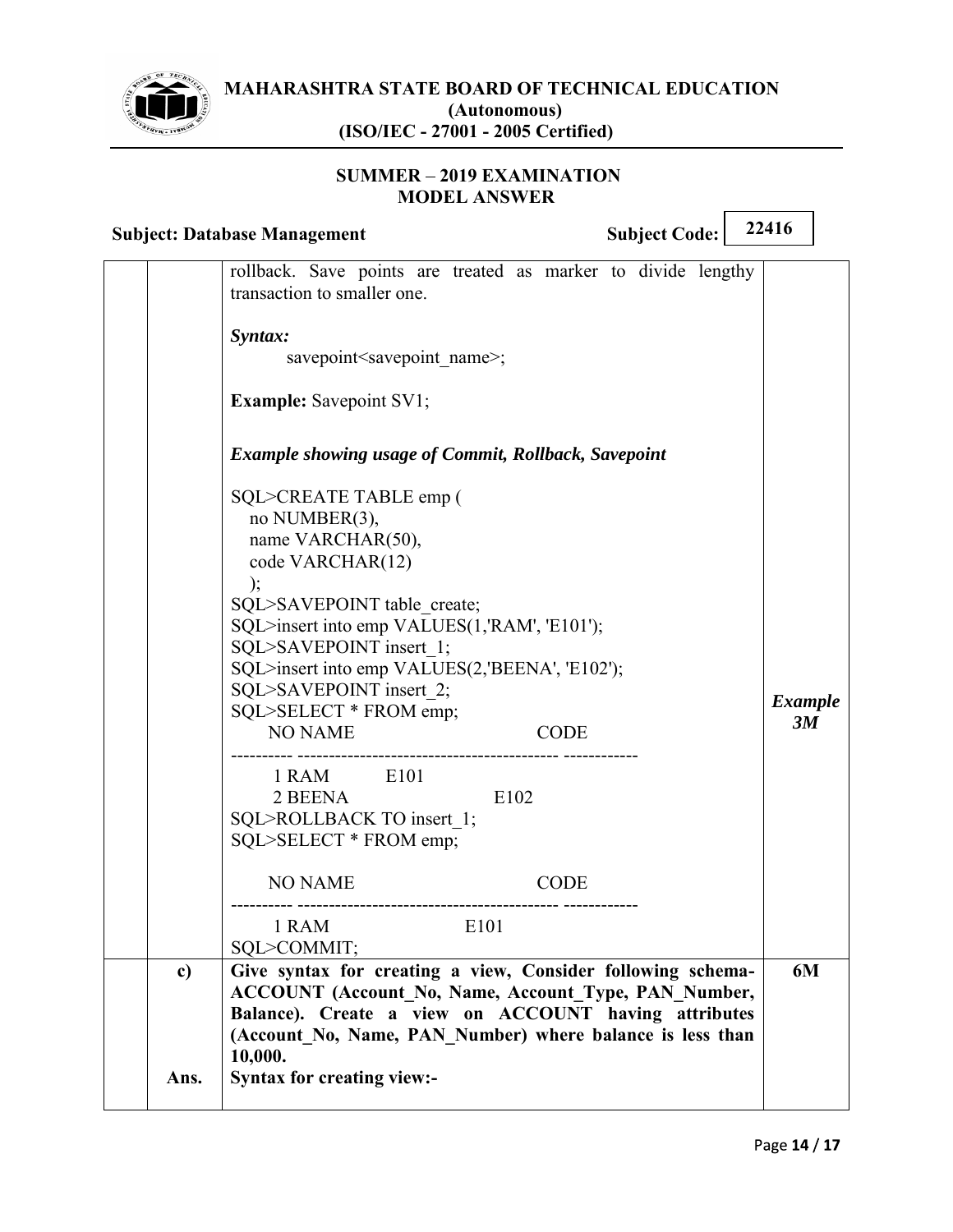rollback. Save points are treated as marker to divide lengthy transaction to smaller one.

***Syntax:***

savepoint<savepoint_name>;

**Example:** Savepoint SV1;

***Example showing usage of Commit, Rollback, Savepoint***

*Example 3M*

```
SQL>CREATE TABLE emp (
  no NUMBER(3),
  name VARCHAR(50),
  code VARCHAR(12)
  );
SQL>SAVEPOINT table_create;
SQL>insert into emp VALUES(1,'RAM', 'E101');
SQL>SAVEPOINT insert_1;
SQL>insert into emp VALUES(2,'BEENA', 'E102');
SQL>SAVEPOINT insert_2;
SQL>SELECT * FROM emp;
    NO NAME                          CODE
---------- ----------------------------------------- ------------
     1 RAM        E101
     2 BEENA                    E102
SQL>ROLLBACK TO insert_1;
SQL>SELECT * FROM emp;

    NO NAME                          CODE
---------- ----------------------------------------- ------------
     1 RAM                   E101
SQL>COMMIT;
```

**c)** **Give syntax for creating a view, Consider following schema- ACCOUNT (Account_No, Name, Account_Type, PAN_Number, Balance). Create a view on ACCOUNT having attributes (Account_No, Name, PAN_Number) where balance is less than 10,000.** **6M**

**Ans.** **Syntax for creating view:-**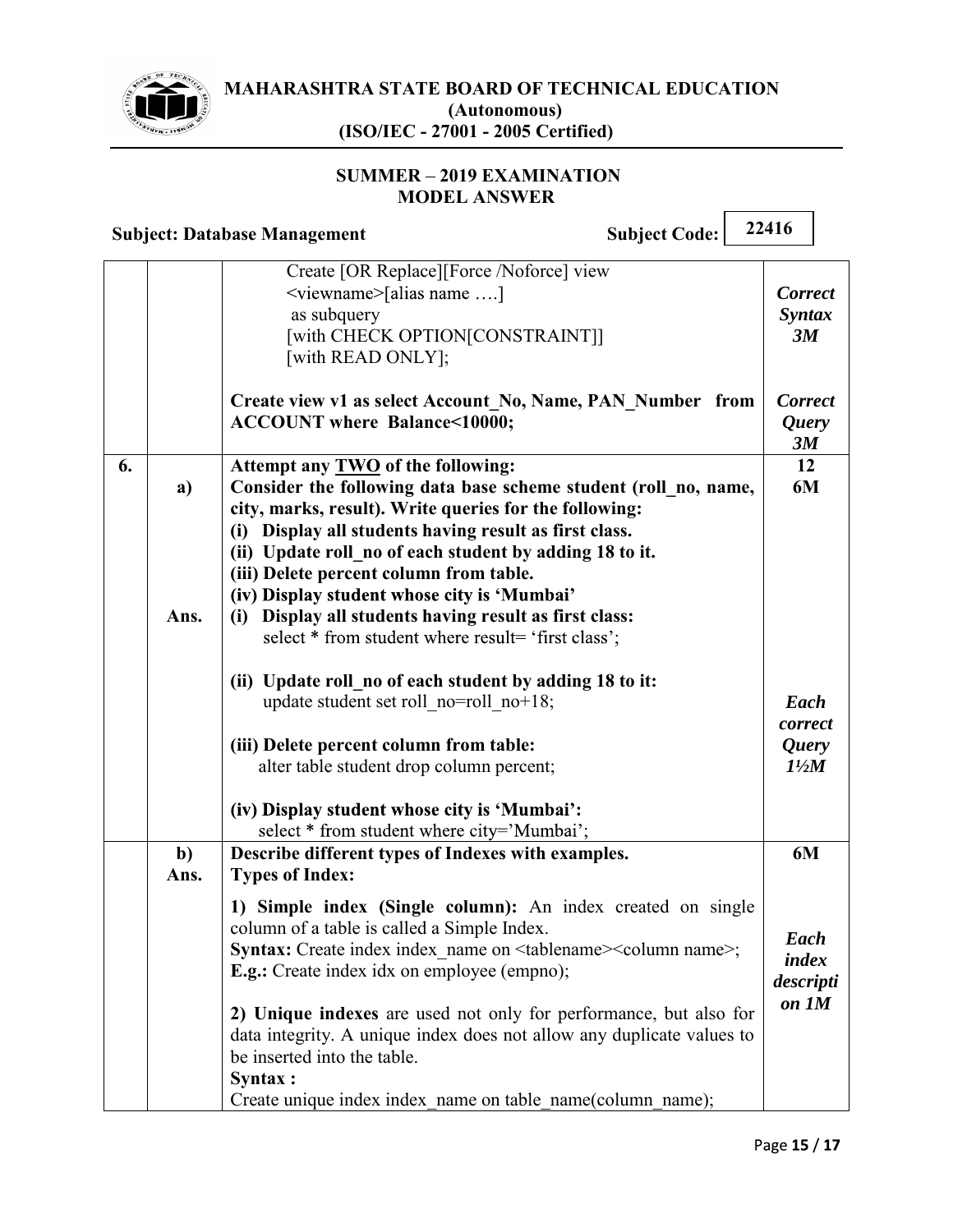**MAHARASHTRA STATE BOARD OF TECHNICAL EDUCATION**
**(Autonomous)**
**(ISO/IEC - 27001 - 2005 Certified)**

**SUMMER – 2019 EXAMINATION**
**MODEL ANSWER**

**Subject: Database Management** **Subject Code: 22416**

| | | | |
|---|---|---|---|
| | | Create [OR Replace][Force /Noforce] view<br>&lt;viewname&gt;[alias name ….]<br>as subquery<br>[with CHECK OPTION[CONSTRAINT]]<br>[with READ ONLY];<br><br>**Create view v1 as select Account_No, Name, PAN_Number from ACCOUNT where Balance<10000;** | ***Correct Syntax 3M***<br><br>***Correct Query 3M*** |
| **6.** | | **Attempt any TWO of the following:** | **12** |
| | **a)** | **Consider the following data base scheme student (roll_no, name, city, marks, result). Write queries for the following:**<br>**(i) Display all students having result as first class.**<br>**(ii) Update roll_no of each student by adding 18 to it.**<br>**(iii) Delete percent column from table.**<br>**(iv) Display student whose city is 'Mumbai'** | **6M** |
| | **Ans.** | **(i) Display all students having result as first class:**<br>select * from student where result= 'first class';<br><br>**(ii) Update roll_no of each student by adding 18 to it:**<br>update student set roll_no=roll_no+18;<br><br>**(iii) Delete percent column from table:**<br>alter table student drop column percent;<br><br>**(iv) Display student whose city is 'Mumbai':**<br>select * from student where city='Mumbai'; | ***Each correct Query 1½M*** |
| | **b)** | **Describe different types of Indexes with examples.** | **6M** |
| | **Ans.** | **Types of Index:**<br><br>**1) Simple index (Single column):** An index created on single column of a table is called a Simple Index.<br>**Syntax:** Create index index_name on &lt;tablename&gt;&lt;column name&gt;;<br>**E.g.:** Create index idx on employee (empno);<br><br>**2) Unique indexes** are used not only for performance, but also for data integrity. A unique index does not allow any duplicate values to be inserted into the table.<br>**Syntax :**<br>Create unique index index_name on table_name(column_name); | ***Each index description 1M*** |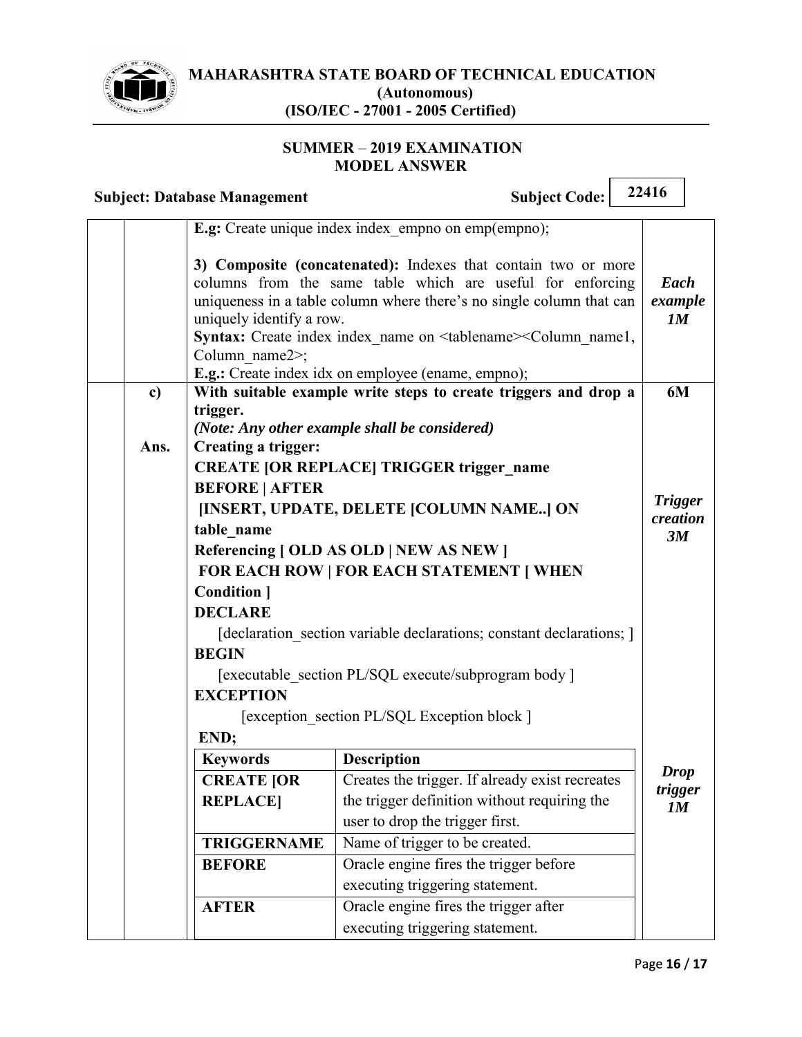**E.g:** Create unique index index_empno on emp(empno);

**3) Composite (concatenated):** Indexes that contain two or more columns from the same table which are useful for enforcing uniqueness in a table column where there's no single column that can uniquely identify a row.

**Syntax:** Create index index_name on <tablename><Column_name1, Column_name2>;

**E.g.:** Create index idx on employee (ename, empno);

*Each example 1M*

**c) With suitable example write steps to create triggers and drop a trigger.** **6M**

*(Note: Any other example shall be considered)*

**Ans.**

**Creating a trigger:**

*Trigger creation 3M*

```
CREATE [OR REPLACE] TRIGGER trigger_name
BEFORE | AFTER
 [INSERT, UPDATE, DELETE [COLUMN NAME..] ON
table_name
Referencing [ OLD AS OLD | NEW AS NEW ]
 FOR EACH ROW | FOR EACH STATEMENT [ WHEN
Condition ]
DECLARE
    [declaration_section variable declarations; constant declarations; ]
BEGIN
    [executable_section PL/SQL execute/subprogram body ]
EXCEPTION
        [exception_section PL/SQL Exception block ]
 END;
```

| Keywords | Description |
|---|---|
| **CREATE [OR REPLACE]** | Creates the trigger. If already exist recreates the trigger definition without requiring the user to drop the trigger first. |
| **TRIGGERNAME** | Name of trigger to be created. |
| **BEFORE** | Oracle engine fires the trigger before executing triggering statement. |
| **AFTER** | Oracle engine fires the trigger after executing triggering statement. |

*Drop trigger 1M*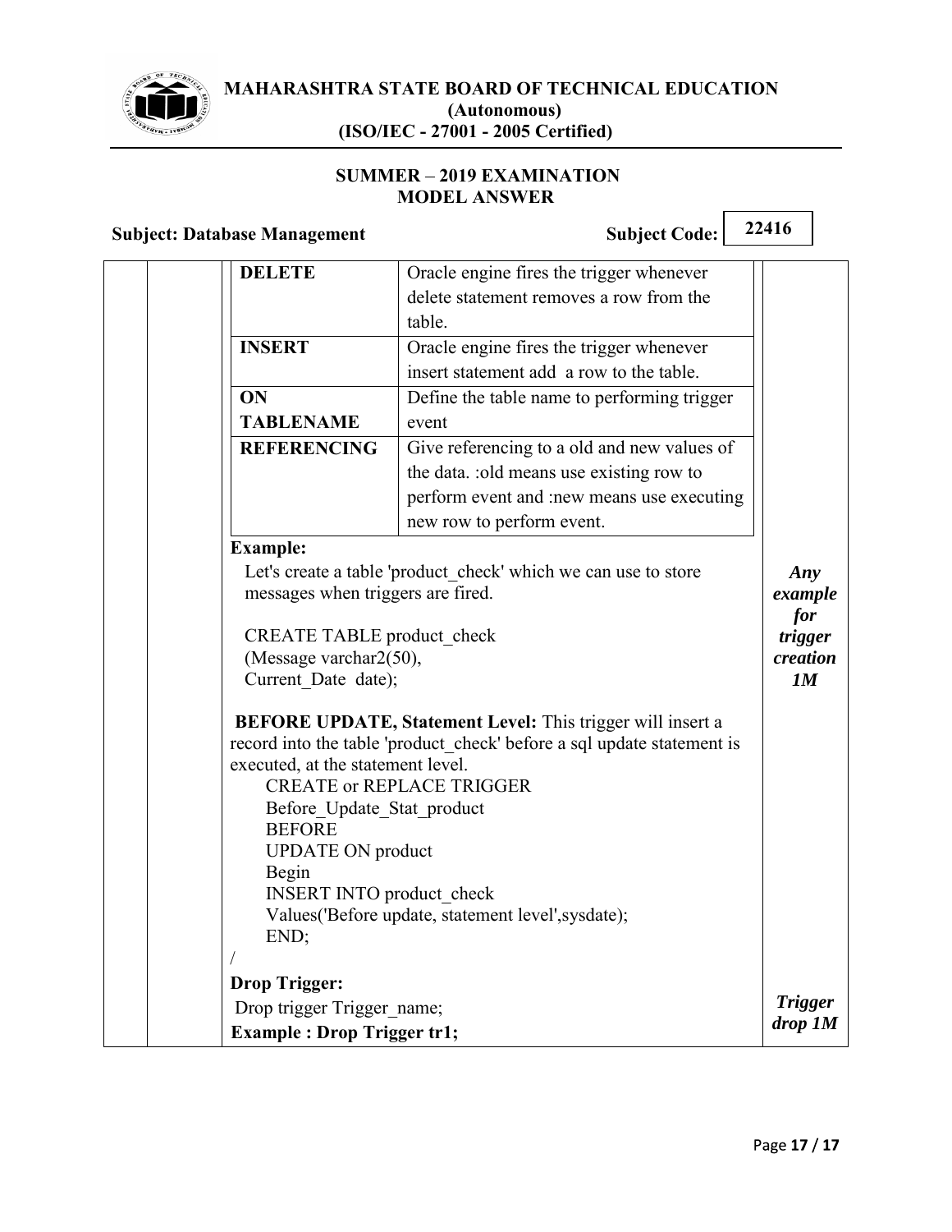| | |
|---|---|
| **DELETE** | Oracle engine fires the trigger whenever delete statement removes a row from the table. |
| **INSERT** | Oracle engine fires the trigger whenever insert statement add a row to the table. |
| **ON TABLENAME** | Define the table name to performing trigger event |
| **REFERENCING** | Give referencing to a old and new values of the data. :old means use existing row to perform event and :new means use executing new row to perform event. |

**Example:**

Let's create a table 'product_check' which we can use to store messages when triggers are fired.

*Any example for trigger creation 1M*

```
CREATE TABLE product_check
(Message varchar2(50),
Current_Date date);
```

**BEFORE UPDATE, Statement Level:** This trigger will insert a record into the table 'product_check' before a sql update statement is executed, at the statement level.

```
CREATE or REPLACE TRIGGER
Before_Update_Stat_product
BEFORE
UPDATE ON product
Begin
INSERT INTO product_check
Values('Before update, statement level',sysdate);
END;
/
```

**Drop Trigger:**

Drop trigger Trigger_name;

**Example : Drop Trigger tr1;**

*Trigger drop 1M*